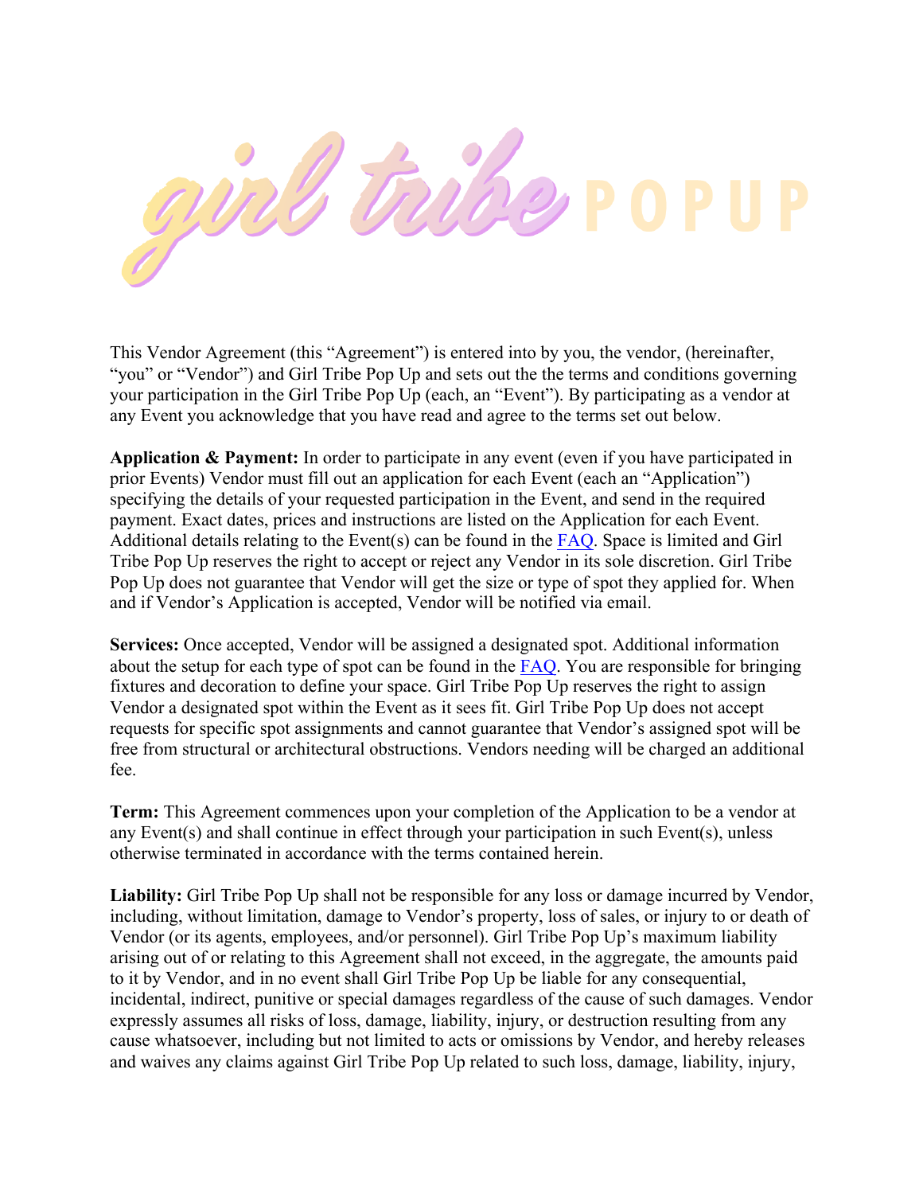# girl tribe POPUP

This Vendor Agreement (this "Agreement") is entered into by you, the vendor, (hereinafter, "you" or "Vendor") and Girl Tribe Pop Up and sets out the the terms and conditions governing your participation in the Girl Tribe Pop Up (each, an "Event"). By participating as a vendor at any Event you acknowledge that you have read and agree to the terms set out below.

**Application & Payment:** In order to participate in any event (even if you have participated in prior Events) Vendor must fill out an application for each Event (each an "Application") specifying the details of your requested participation in the Event, and send in the required payment. Exact dates, prices and instructions are listed on the Application for each Event. Additional details relating to the Event(s) can be found in the FAQ. Space is limited and Girl Tribe Pop Up reserves the right to accept or reject any Vendor in its sole discretion. Girl Tribe Pop Up does not guarantee that Vendor will get the size or type of spot they applied for. When and if Vendor's Application is accepted, Vendor will be notified via email.

**Services:** Once accepted, Vendor will be assigned a designated spot. Additional information about the setup for each type of spot can be found in the FAQ. You are responsible for bringing fixtures and decoration to define your space. Girl Tribe Pop Up reserves the right to assign Vendor a designated spot within the Event as it sees fit. Girl Tribe Pop Up does not accept requests for specific spot assignments and cannot guarantee that Vendor's assigned spot will be free from structural or architectural obstructions. Vendors needing will be charged an additional fee.

**Term:** This Agreement commences upon your completion of the Application to be a vendor at any Event(s) and shall continue in effect through your participation in such Event(s), unless otherwise terminated in accordance with the terms contained herein.

**Liability:** Girl Tribe Pop Up shall not be responsible for any loss or damage incurred by Vendor, including, without limitation, damage to Vendor's property, loss of sales, or injury to or death of Vendor (or its agents, employees, and/or personnel). Girl Tribe Pop Up's maximum liability arising out of or relating to this Agreement shall not exceed, in the aggregate, the amounts paid to it by Vendor, and in no event shall Girl Tribe Pop Up be liable for any consequential, incidental, indirect, punitive or special damages regardless of the cause of such damages. Vendor expressly assumes all risks of loss, damage, liability, injury, or destruction resulting from any cause whatsoever, including but not limited to acts or omissions by Vendor, and hereby releases and waives any claims against Girl Tribe Pop Up related to such loss, damage, liability, injury,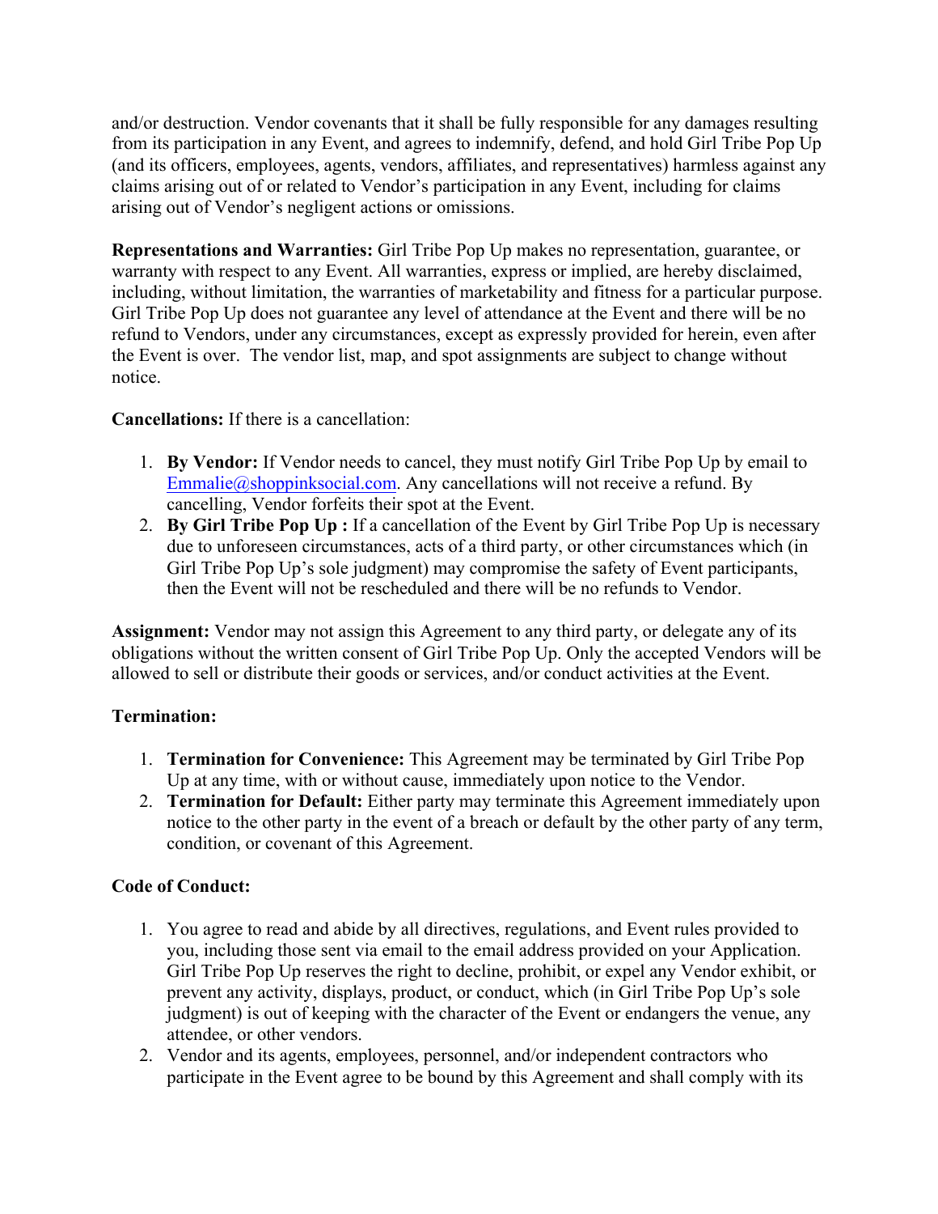and/or destruction. Vendor covenants that it shall be fully responsible for any damages resulting from its participation in any Event, and agrees to indemnify, defend, and hold Girl Tribe Pop Up (and its officers, employees, agents, vendors, affiliates, and representatives) harmless against any claims arising out of or related to Vendor's participation in any Event, including for claims arising out of Vendor's negligent actions or omissions.

**Representations and Warranties:** Girl Tribe Pop Up makes no representation, guarantee, or warranty with respect to any Event. All warranties, express or implied, are hereby disclaimed, including, without limitation, the warranties of marketability and fitness for a particular purpose. Girl Tribe Pop Up does not guarantee any level of attendance at the Event and there will be no refund to Vendors, under any circumstances, except as expressly provided for herein, even after the Event is over. The vendor list, map, and spot assignments are subject to change without notice.

**Cancellations:** If there is a cancellation:

1. **By Vendor:** If Vendor needs to cancel, they must notify Girl Tribe Pop Up by email to Emmalie@shoppinksocial.com. Any cancellations will not receive a refund. By cancelling, Vendor forfeits their spot at the Event.
2. **By Girl Tribe Pop Up :** If a cancellation of the Event by Girl Tribe Pop Up is necessary due to unforeseen circumstances, acts of a third party, or other circumstances which (in Girl Tribe Pop Up's sole judgment) may compromise the safety of Event participants, then the Event will not be rescheduled and there will be no refunds to Vendor.

**Assignment:** Vendor may not assign this Agreement to any third party, or delegate any of its obligations without the written consent of Girl Tribe Pop Up. Only the accepted Vendors will be allowed to sell or distribute their goods or services, and/or conduct activities at the Event.

**Termination:**

1. **Termination for Convenience:** This Agreement may be terminated by Girl Tribe Pop Up at any time, with or without cause, immediately upon notice to the Vendor.
2. **Termination for Default:** Either party may terminate this Agreement immediately upon notice to the other party in the event of a breach or default by the other party of any term, condition, or covenant of this Agreement.

**Code of Conduct:**

1. You agree to read and abide by all directives, regulations, and Event rules provided to you, including those sent via email to the email address provided on your Application. Girl Tribe Pop Up reserves the right to decline, prohibit, or expel any Vendor exhibit, or prevent any activity, displays, product, or conduct, which (in Girl Tribe Pop Up's sole judgment) is out of keeping with the character of the Event or endangers the venue, any attendee, or other vendors.
2. Vendor and its agents, employees, personnel, and/or independent contractors who participate in the Event agree to be bound by this Agreement and shall comply with its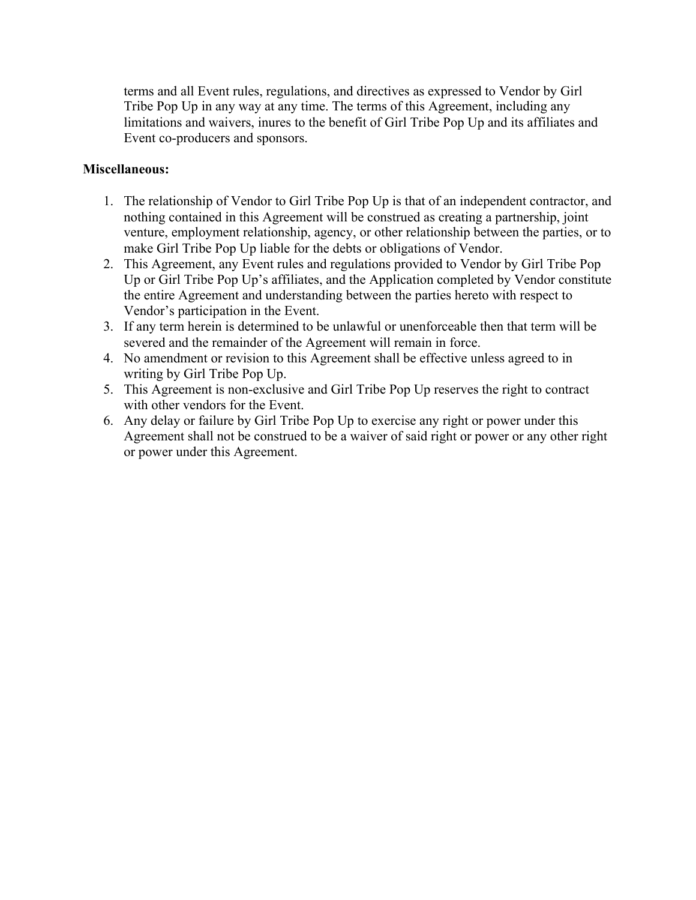terms and all Event rules, regulations, and directives as expressed to Vendor by Girl Tribe Pop Up in any way at any time. The terms of this Agreement, including any limitations and waivers, inures to the benefit of Girl Tribe Pop Up and its affiliates and Event co-producers and sponsors.

**Miscellaneous:**

1. The relationship of Vendor to Girl Tribe Pop Up is that of an independent contractor, and nothing contained in this Agreement will be construed as creating a partnership, joint venture, employment relationship, agency, or other relationship between the parties, or to make Girl Tribe Pop Up liable for the debts or obligations of Vendor.
2. This Agreement, any Event rules and regulations provided to Vendor by Girl Tribe Pop Up or Girl Tribe Pop Up's affiliates, and the Application completed by Vendor constitute the entire Agreement and understanding between the parties hereto with respect to Vendor's participation in the Event.
3. If any term herein is determined to be unlawful or unenforceable then that term will be severed and the remainder of the Agreement will remain in force.
4. No amendment or revision to this Agreement shall be effective unless agreed to in writing by Girl Tribe Pop Up.
5. This Agreement is non-exclusive and Girl Tribe Pop Up reserves the right to contract with other vendors for the Event.
6. Any delay or failure by Girl Tribe Pop Up to exercise any right or power under this Agreement shall not be construed to be a waiver of said right or power or any other right or power under this Agreement.